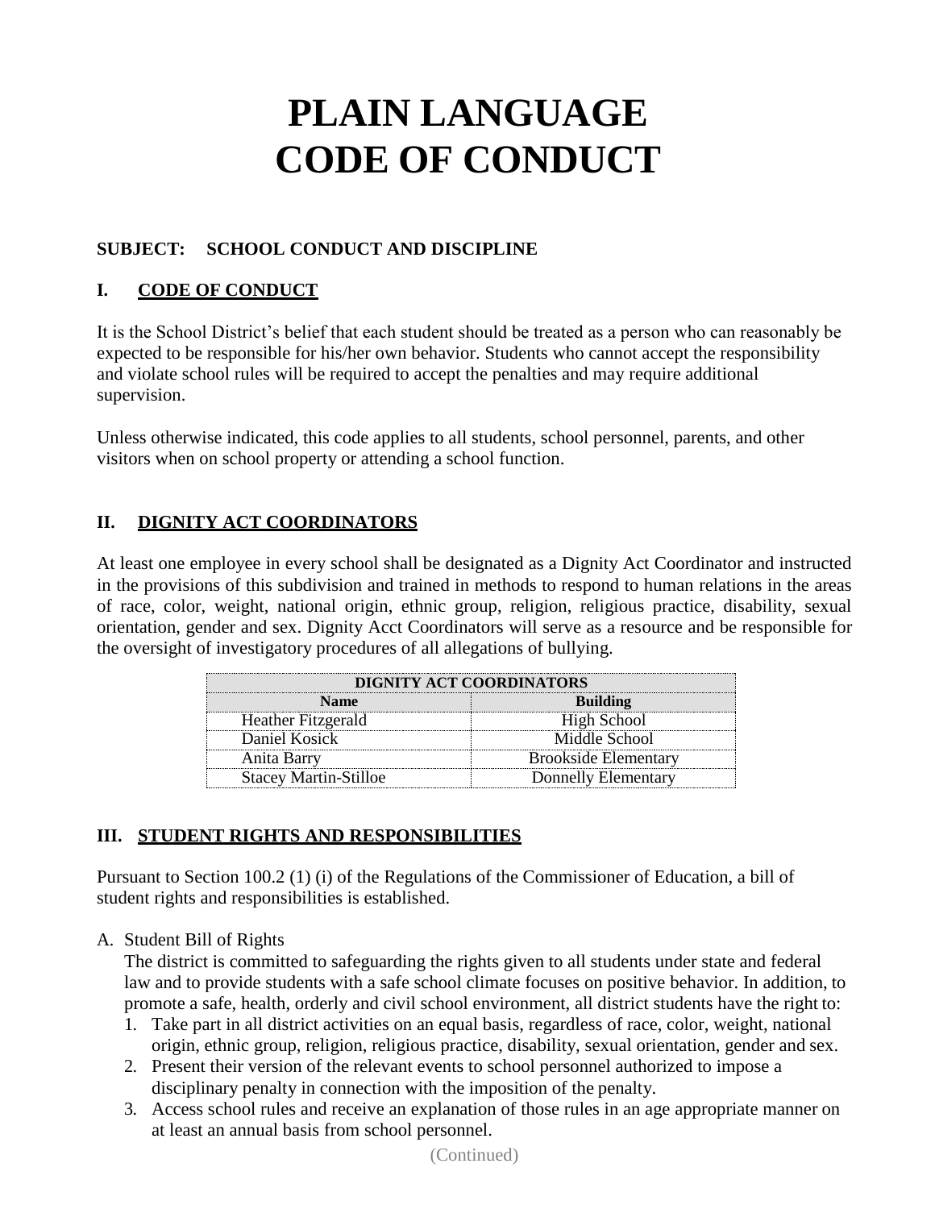# PLAIN LANGUAGE CODE OF CONDUCT

**SUBJECT: SCHOOL CONDUCT AND DISCIPLINE**

## I. CODE OF CONDUCT

It is the School District's belief that each student should be treated as a person who can reasonably be expected to be responsible for his/her own behavior. Students who cannot accept the responsibility and violate school rules will be required to accept the penalties and may require additional supervision.

Unless otherwise indicated, this code applies to all students, school personnel, parents, and other visitors when on school property or attending a school function.

## II. DIGNITY ACT COORDINATORS

At least one employee in every school shall be designated as a Dignity Act Coordinator and instructed in the provisions of this subdivision and trained in methods to respond to human relations in the areas of race, color, weight, national origin, ethnic group, religion, religious practice, disability, sexual orientation, gender and sex. Dignity Acct Coordinators will serve as a resource and be responsible for the oversight of investigatory procedures of all allegations of bullying.

| DIGNITY ACT COORDINATORS | |
|---|---|
| **Name** | **Building** |
| Heather Fitzgerald | High School |
| Daniel Kosick | Middle School |
| Anita Barry | Brookside Elementary |
| Stacey Martin-Stilloe | Donnelly Elementary |

## III. STUDENT RIGHTS AND RESPONSIBILITIES

Pursuant to Section 100.2 (1) (i) of the Regulations of the Commissioner of Education, a bill of student rights and responsibilities is established.

A. Student Bill of Rights

The district is committed to safeguarding the rights given to all students under state and federal law and to provide students with a safe school climate focuses on positive behavior. In addition, to promote a safe, health, orderly and civil school environment, all district students have the right to:

1. Take part in all district activities on an equal basis, regardless of race, color, weight, national origin, ethnic group, religion, religious practice, disability, sexual orientation, gender and sex.
2. Present their version of the relevant events to school personnel authorized to impose a disciplinary penalty in connection with the imposition of the penalty.
3. Access school rules and receive an explanation of those rules in an age appropriate manner on at least an annual basis from school personnel.

(Continued)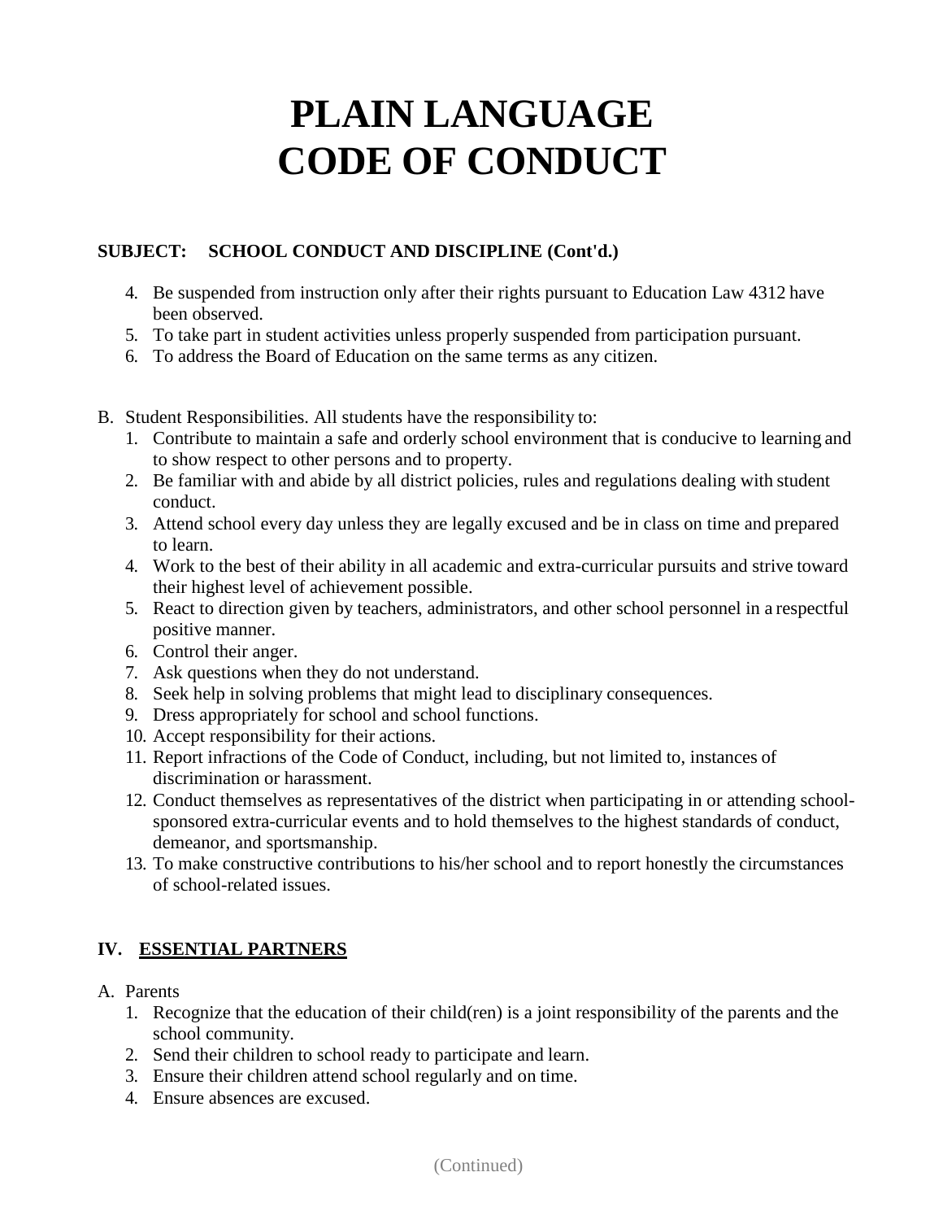# PLAIN LANGUAGE CODE OF CONDUCT

**SUBJECT: SCHOOL CONDUCT AND DISCIPLINE (Cont'd.)**

4. Be suspended from instruction only after their rights pursuant to Education Law 4312 have been observed.
5. To take part in student activities unless properly suspended from participation pursuant.
6. To address the Board of Education on the same terms as any citizen.

B. Student Responsibilities. All students have the responsibility to:
   1. Contribute to maintain a safe and orderly school environment that is conducive to learning and to show respect to other persons and to property.
   2. Be familiar with and abide by all district policies, rules and regulations dealing with student conduct.
   3. Attend school every day unless they are legally excused and be in class on time and prepared to learn.
   4. Work to the best of their ability in all academic and extra-curricular pursuits and strive toward their highest level of achievement possible.
   5. React to direction given by teachers, administrators, and other school personnel in a respectful positive manner.
   6. Control their anger.
   7. Ask questions when they do not understand.
   8. Seek help in solving problems that might lead to disciplinary consequences.
   9. Dress appropriately for school and school functions.
   10. Accept responsibility for their actions.
   11. Report infractions of the Code of Conduct, including, but not limited to, instances of discrimination or harassment.
   12. Conduct themselves as representatives of the district when participating in or attending school-sponsored extra-curricular events and to hold themselves to the highest standards of conduct, demeanor, and sportsmanship.
   13. To make constructive contributions to his/her school and to report honestly the circumstances of school-related issues.

## IV. ESSENTIAL PARTNERS

A. Parents
   1. Recognize that the education of their child(ren) is a joint responsibility of the parents and the school community.
   2. Send their children to school ready to participate and learn.
   3. Ensure their children attend school regularly and on time.
   4. Ensure absences are excused.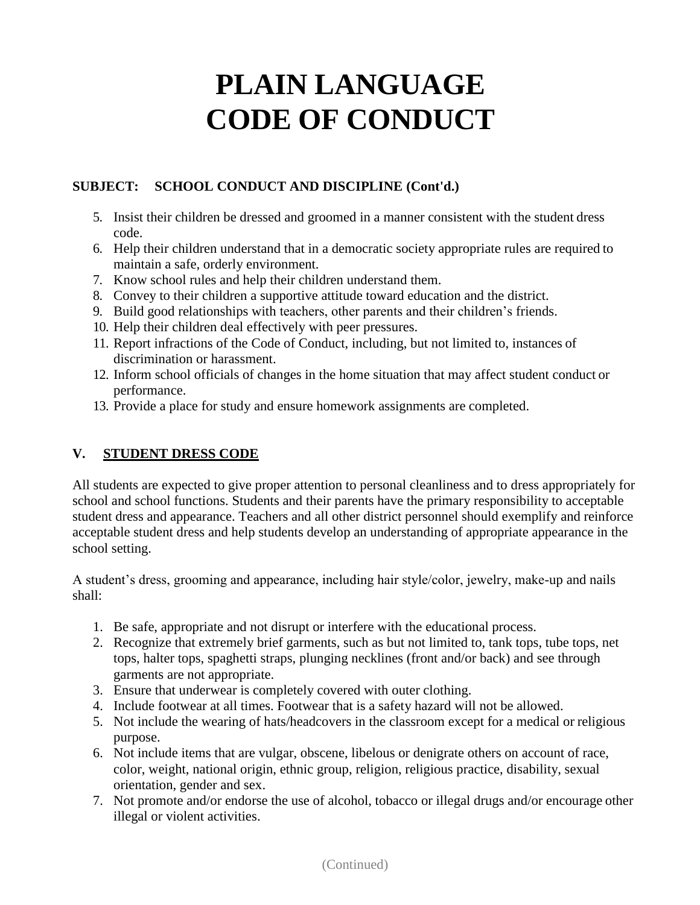# PLAIN LANGUAGE CODE OF CONDUCT

**SUBJECT: SCHOOL CONDUCT AND DISCIPLINE (Cont'd.)**

5. Insist their children be dressed and groomed in a manner consistent with the student dress code.
6. Help their children understand that in a democratic society appropriate rules are required to maintain a safe, orderly environment.
7. Know school rules and help their children understand them.
8. Convey to their children a supportive attitude toward education and the district.
9. Build good relationships with teachers, other parents and their children's friends.
10. Help their children deal effectively with peer pressures.
11. Report infractions of the Code of Conduct, including, but not limited to, instances of discrimination or harassment.
12. Inform school officials of changes in the home situation that may affect student conduct or performance.
13. Provide a place for study and ensure homework assignments are completed.

## V. STUDENT DRESS CODE

All students are expected to give proper attention to personal cleanliness and to dress appropriately for school and school functions. Students and their parents have the primary responsibility to acceptable student dress and appearance. Teachers and all other district personnel should exemplify and reinforce acceptable student dress and help students develop an understanding of appropriate appearance in the school setting.

A student's dress, grooming and appearance, including hair style/color, jewelry, make-up and nails shall:

1. Be safe, appropriate and not disrupt or interfere with the educational process.
2. Recognize that extremely brief garments, such as but not limited to, tank tops, tube tops, net tops, halter tops, spaghetti straps, plunging necklines (front and/or back) and see through garments are not appropriate.
3. Ensure that underwear is completely covered with outer clothing.
4. Include footwear at all times. Footwear that is a safety hazard will not be allowed.
5. Not include the wearing of hats/headcovers in the classroom except for a medical or religious purpose.
6. Not include items that are vulgar, obscene, libelous or denigrate others on account of race, color, weight, national origin, ethnic group, religion, religious practice, disability, sexual orientation, gender and sex.
7. Not promote and/or endorse the use of alcohol, tobacco or illegal drugs and/or encourage other illegal or violent activities.

(Continued)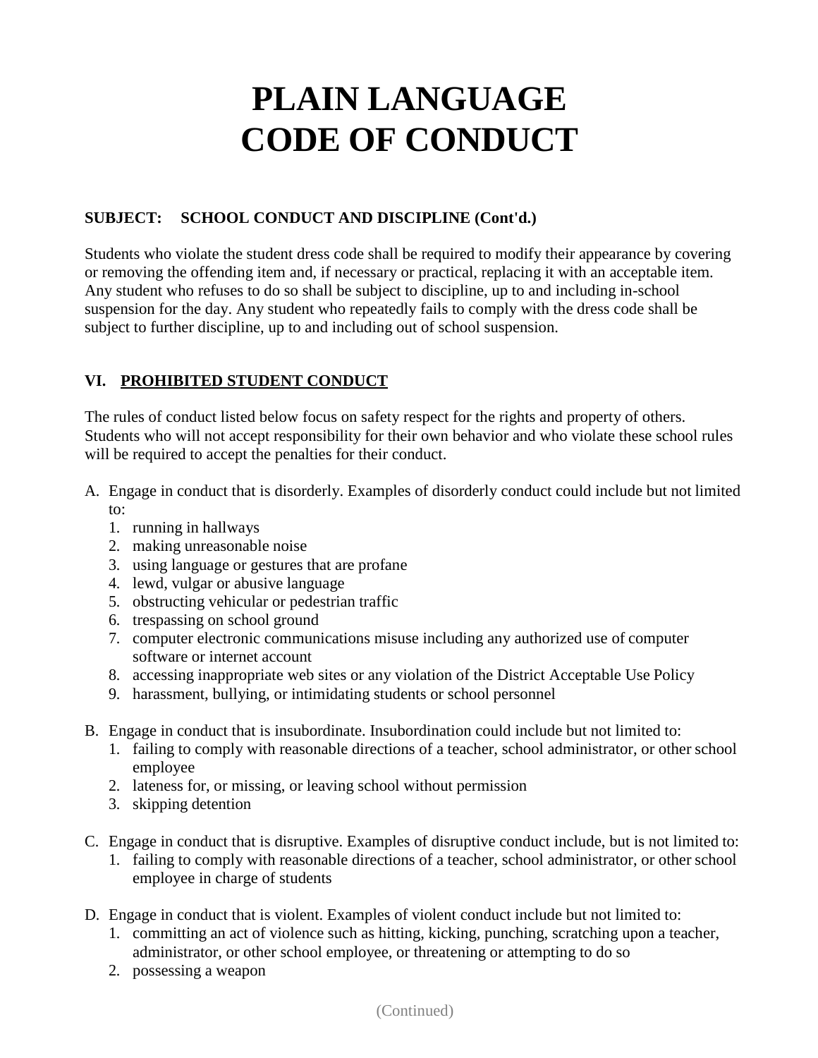# PLAIN LANGUAGE CODE OF CONDUCT

**SUBJECT: SCHOOL CONDUCT AND DISCIPLINE (Cont'd.)**

Students who violate the student dress code shall be required to modify their appearance by covering or removing the offending item and, if necessary or practical, replacing it with an acceptable item. Any student who refuses to do so shall be subject to discipline, up to and including in-school suspension for the day. Any student who repeatedly fails to comply with the dress code shall be subject to further discipline, up to and including out of school suspension.

## VI. <u>PROHIBITED STUDENT CONDUCT</u>

The rules of conduct listed below focus on safety respect for the rights and property of others. Students who will not accept responsibility for their own behavior and who violate these school rules will be required to accept the penalties for their conduct.

A. Engage in conduct that is disorderly. Examples of disorderly conduct could include but not limited to:
   1. running in hallways
   2. making unreasonable noise
   3. using language or gestures that are profane
   4. lewd, vulgar or abusive language
   5. obstructing vehicular or pedestrian traffic
   6. trespassing on school ground
   7. computer electronic communications misuse including any authorized use of computer software or internet account
   8. accessing inappropriate web sites or any violation of the District Acceptable Use Policy
   9. harassment, bullying, or intimidating students or school personnel

B. Engage in conduct that is insubordinate. Insubordination could include but not limited to:
   1. failing to comply with reasonable directions of a teacher, school administrator, or other school employee
   2. lateness for, or missing, or leaving school without permission
   3. skipping detention

C. Engage in conduct that is disruptive. Examples of disruptive conduct include, but is not limited to:
   1. failing to comply with reasonable directions of a teacher, school administrator, or other school employee in charge of students

D. Engage in conduct that is violent. Examples of violent conduct include but not limited to:
   1. committing an act of violence such as hitting, kicking, punching, scratching upon a teacher, administrator, or other school employee, or threatening or attempting to do so
   2. possessing a weapon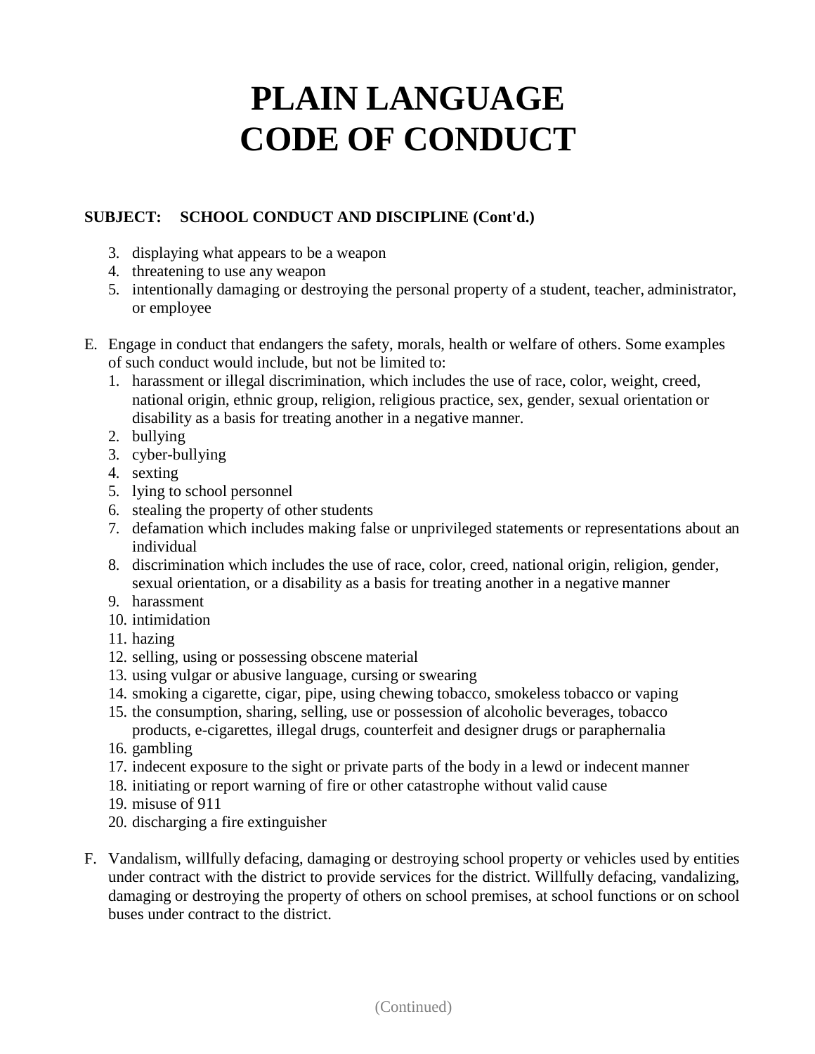# PLAIN LANGUAGE CODE OF CONDUCT

**SUBJECT: SCHOOL CONDUCT AND DISCIPLINE (Cont'd.)**

3. displaying what appears to be a weapon
4. threatening to use any weapon
5. intentionally damaging or destroying the personal property of a student, teacher, administrator, or employee

E. Engage in conduct that endangers the safety, morals, health or welfare of others. Some examples of such conduct would include, but not be limited to:
   1. harassment or illegal discrimination, which includes the use of race, color, weight, creed, national origin, ethnic group, religion, religious practice, sex, gender, sexual orientation or disability as a basis for treating another in a negative manner.
   2. bullying
   3. cyber-bullying
   4. sexting
   5. lying to school personnel
   6. stealing the property of other students
   7. defamation which includes making false or unprivileged statements or representations about an individual
   8. discrimination which includes the use of race, color, creed, national origin, religion, gender, sexual orientation, or a disability as a basis for treating another in a negative manner
   9. harassment
   10. intimidation
   11. hazing
   12. selling, using or possessing obscene material
   13. using vulgar or abusive language, cursing or swearing
   14. smoking a cigarette, cigar, pipe, using chewing tobacco, smokeless tobacco or vaping
   15. the consumption, sharing, selling, use or possession of alcoholic beverages, tobacco products, e-cigarettes, illegal drugs, counterfeit and designer drugs or paraphernalia
   16. gambling
   17. indecent exposure to the sight or private parts of the body in a lewd or indecent manner
   18. initiating or report warning of fire or other catastrophe without valid cause
   19. misuse of 911
   20. discharging a fire extinguisher

F. Vandalism, willfully defacing, damaging or destroying school property or vehicles used by entities under contract with the district to provide services for the district. Willfully defacing, vandalizing, damaging or destroying the property of others on school premises, at school functions or on school buses under contract to the district.

(Continued)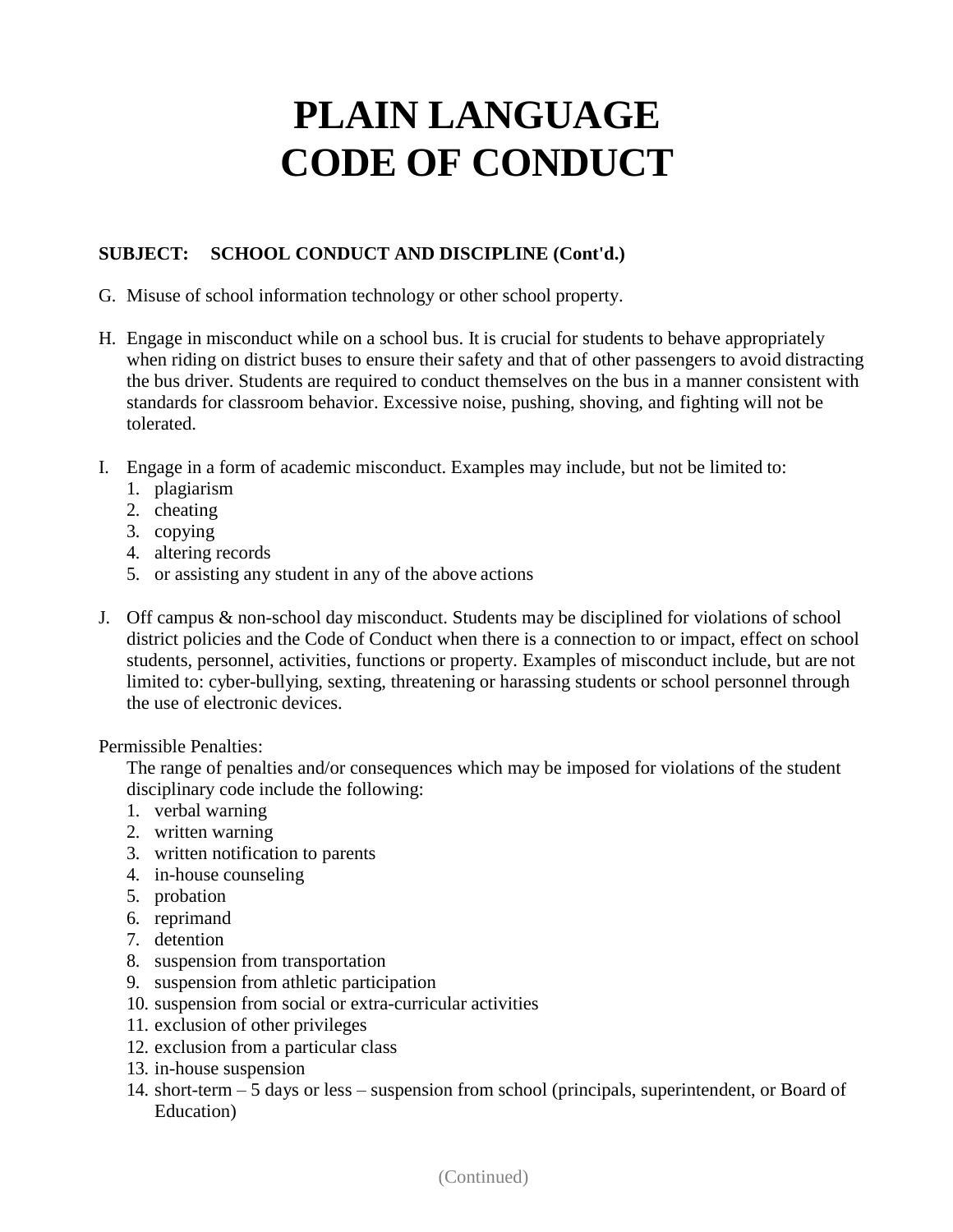# PLAIN LANGUAGE CODE OF CONDUCT

**SUBJECT: SCHOOL CONDUCT AND DISCIPLINE (Cont'd.)**

G. Misuse of school information technology or other school property.

H. Engage in misconduct while on a school bus. It is crucial for students to behave appropriately when riding on district buses to ensure their safety and that of other passengers to avoid distracting the bus driver. Students are required to conduct themselves on the bus in a manner consistent with standards for classroom behavior. Excessive noise, pushing, shoving, and fighting will not be tolerated.

I. Engage in a form of academic misconduct. Examples may include, but not be limited to:
   1. plagiarism
   2. cheating
   3. copying
   4. altering records
   5. or assisting any student in any of the above actions

J. Off campus & non-school day misconduct. Students may be disciplined for violations of school district policies and the Code of Conduct when there is a connection to or impact, effect on school students, personnel, activities, functions or property. Examples of misconduct include, but are not limited to: cyber-bullying, sexting, threatening or harassing students or school personnel through the use of electronic devices.

Permissible Penalties:

The range of penalties and/or consequences which may be imposed for violations of the student disciplinary code include the following:

1. verbal warning
2. written warning
3. written notification to parents
4. in-house counseling
5. probation
6. reprimand
7. detention
8. suspension from transportation
9. suspension from athletic participation
10. suspension from social or extra-curricular activities
11. exclusion of other privileges
12. exclusion from a particular class
13. in-house suspension
14. short-term – 5 days or less – suspension from school (principals, superintendent, or Board of Education)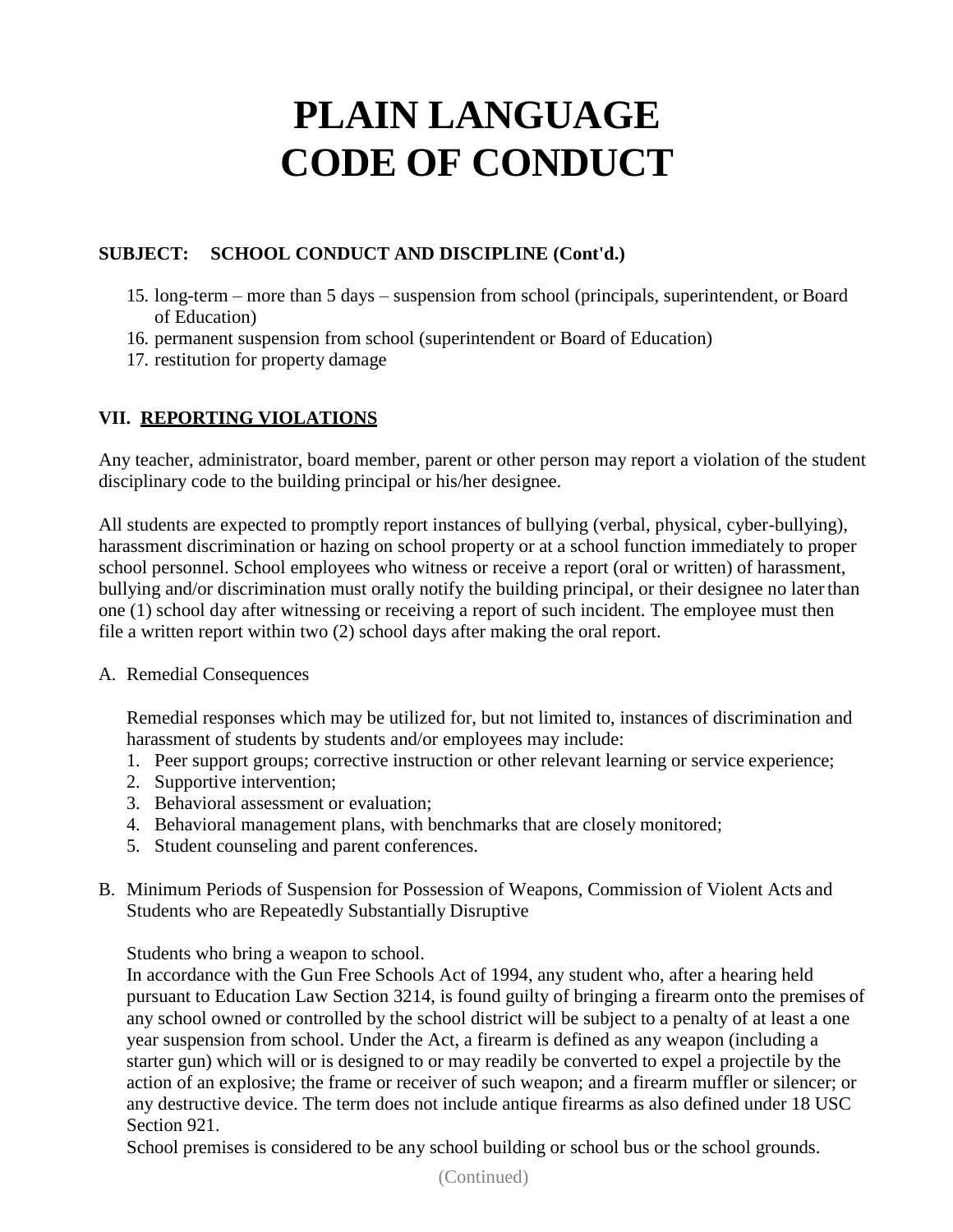# PLAIN LANGUAGE CODE OF CONDUCT

**SUBJECT: SCHOOL CONDUCT AND DISCIPLINE (Cont'd.)**

15. long-term – more than 5 days – suspension from school (principals, superintendent, or Board of Education)
16. permanent suspension from school (superintendent or Board of Education)
17. restitution for property damage

## VII. REPORTING VIOLATIONS

Any teacher, administrator, board member, parent or other person may report a violation of the student disciplinary code to the building principal or his/her designee.

All students are expected to promptly report instances of bullying (verbal, physical, cyber-bullying), harassment discrimination or hazing on school property or at a school function immediately to proper school personnel. School employees who witness or receive a report (oral or written) of harassment, bullying and/or discrimination must orally notify the building principal, or their designee no later than one (1) school day after witnessing or receiving a report of such incident. The employee must then file a written report within two (2) school days after making the oral report.

A. Remedial Consequences

Remedial responses which may be utilized for, but not limited to, instances of discrimination and harassment of students by students and/or employees may include:

1. Peer support groups; corrective instruction or other relevant learning or service experience;
2. Supportive intervention;
3. Behavioral assessment or evaluation;
4. Behavioral management plans, with benchmarks that are closely monitored;
5. Student counseling and parent conferences.

B. Minimum Periods of Suspension for Possession of Weapons, Commission of Violent Acts and Students who are Repeatedly Substantially Disruptive

Students who bring a weapon to school.
In accordance with the Gun Free Schools Act of 1994, any student who, after a hearing held pursuant to Education Law Section 3214, is found guilty of bringing a firearm onto the premises of any school owned or controlled by the school district will be subject to a penalty of at least a one year suspension from school. Under the Act, a firearm is defined as any weapon (including a starter gun) which will or is designed to or may readily be converted to expel a projectile by the action of an explosive; the frame or receiver of such weapon; and a firearm muffler or silencer; or any destructive device. The term does not include antique firearms as also defined under 18 USC Section 921.
School premises is considered to be any school building or school bus or the school grounds.

(Continued)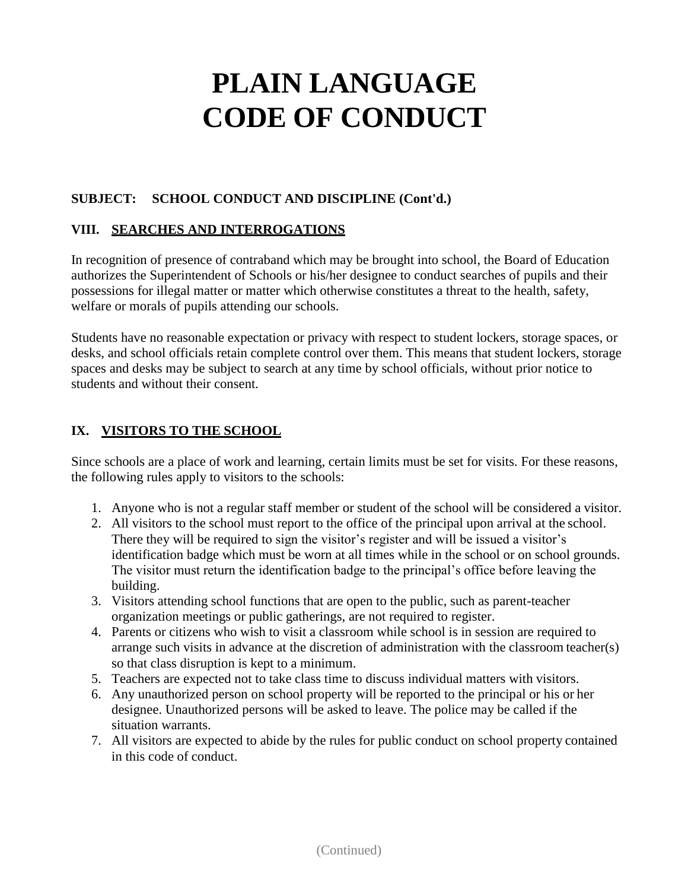# PLAIN LANGUAGE CODE OF CONDUCT

**SUBJECT: SCHOOL CONDUCT AND DISCIPLINE (Cont'd.)**

## VIII. SEARCHES AND INTERROGATIONS

In recognition of presence of contraband which may be brought into school, the Board of Education authorizes the Superintendent of Schools or his/her designee to conduct searches of pupils and their possessions for illegal matter or matter which otherwise constitutes a threat to the health, safety, welfare or morals of pupils attending our schools.

Students have no reasonable expectation or privacy with respect to student lockers, storage spaces, or desks, and school officials retain complete control over them. This means that student lockers, storage spaces and desks may be subject to search at any time by school officials, without prior notice to students and without their consent.

## IX. VISITORS TO THE SCHOOL

Since schools are a place of work and learning, certain limits must be set for visits. For these reasons, the following rules apply to visitors to the schools:

1. Anyone who is not a regular staff member or student of the school will be considered a visitor.
2. All visitors to the school must report to the office of the principal upon arrival at the school. There they will be required to sign the visitor's register and will be issued a visitor's identification badge which must be worn at all times while in the school or on school grounds. The visitor must return the identification badge to the principal's office before leaving the building.
3. Visitors attending school functions that are open to the public, such as parent-teacher organization meetings or public gatherings, are not required to register.
4. Parents or citizens who wish to visit a classroom while school is in session are required to arrange such visits in advance at the discretion of administration with the classroom teacher(s) so that class disruption is kept to a minimum.
5. Teachers are expected not to take class time to discuss individual matters with visitors.
6. Any unauthorized person on school property will be reported to the principal or his or her designee. Unauthorized persons will be asked to leave. The police may be called if the situation warrants.
7. All visitors are expected to abide by the rules for public conduct on school property contained in this code of conduct.

(Continued)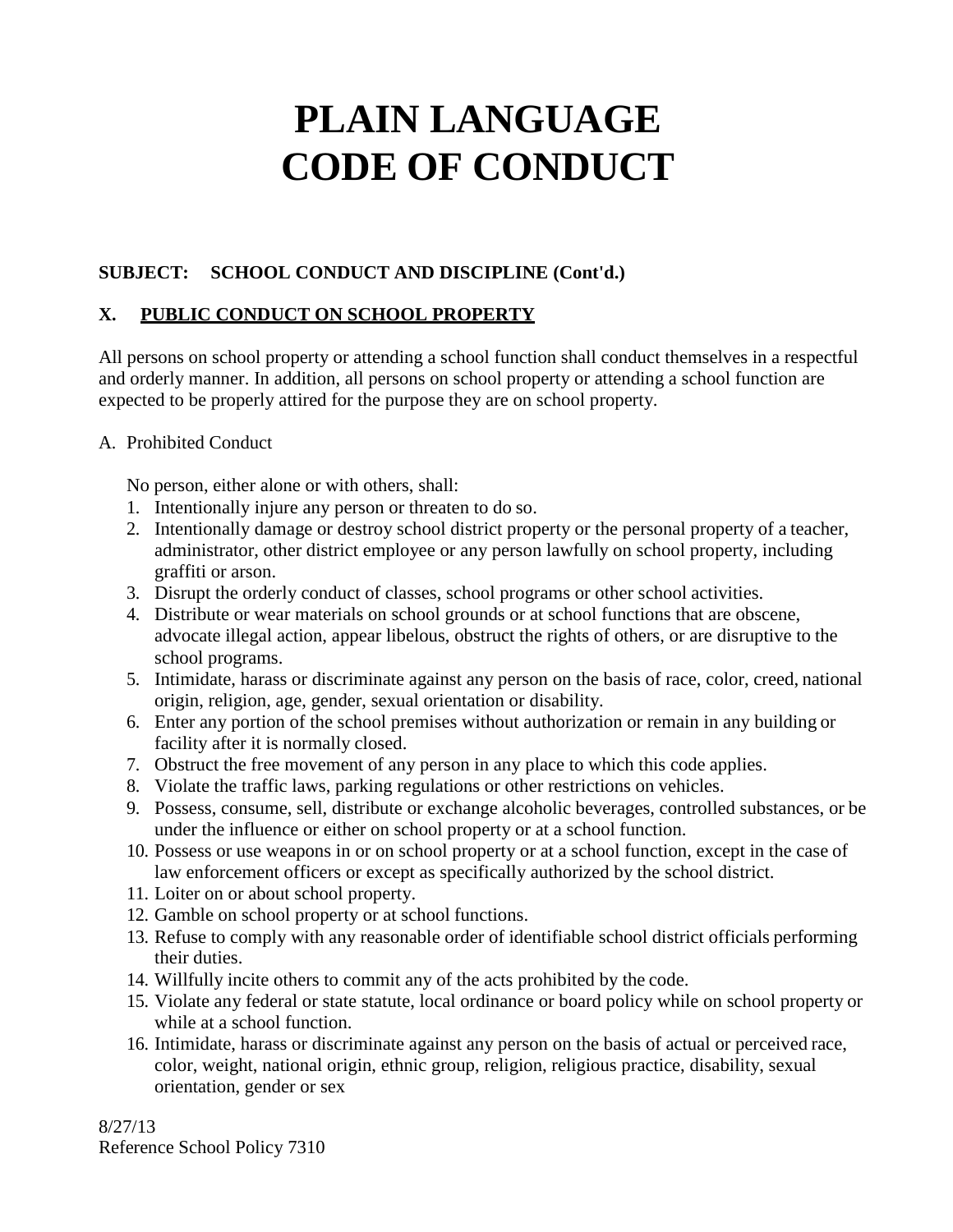# PLAIN LANGUAGE CODE OF CONDUCT

**SUBJECT: SCHOOL CONDUCT AND DISCIPLINE (Cont'd.)**

## X. PUBLIC CONDUCT ON SCHOOL PROPERTY

All persons on school property or attending a school function shall conduct themselves in a respectful and orderly manner. In addition, all persons on school property or attending a school function are expected to be properly attired for the purpose they are on school property.

A. Prohibited Conduct

No person, either alone or with others, shall:

1. Intentionally injure any person or threaten to do so.
2. Intentionally damage or destroy school district property or the personal property of a teacher, administrator, other district employee or any person lawfully on school property, including graffiti or arson.
3. Disrupt the orderly conduct of classes, school programs or other school activities.
4. Distribute or wear materials on school grounds or at school functions that are obscene, advocate illegal action, appear libelous, obstruct the rights of others, or are disruptive to the school programs.
5. Intimidate, harass or discriminate against any person on the basis of race, color, creed, national origin, religion, age, gender, sexual orientation or disability.
6. Enter any portion of the school premises without authorization or remain in any building or facility after it is normally closed.
7. Obstruct the free movement of any person in any place to which this code applies.
8. Violate the traffic laws, parking regulations or other restrictions on vehicles.
9. Possess, consume, sell, distribute or exchange alcoholic beverages, controlled substances, or be under the influence or either on school property or at a school function.
10. Possess or use weapons in or on school property or at a school function, except in the case of law enforcement officers or except as specifically authorized by the school district.
11. Loiter on or about school property.
12. Gamble on school property or at school functions.
13. Refuse to comply with any reasonable order of identifiable school district officials performing their duties.
14. Willfully incite others to commit any of the acts prohibited by the code.
15. Violate any federal or state statute, local ordinance or board policy while on school property or while at a school function.
16. Intimidate, harass or discriminate against any person on the basis of actual or perceived race, color, weight, national origin, ethnic group, religion, religious practice, disability, sexual orientation, gender or sex

8/27/13
Reference School Policy 7310